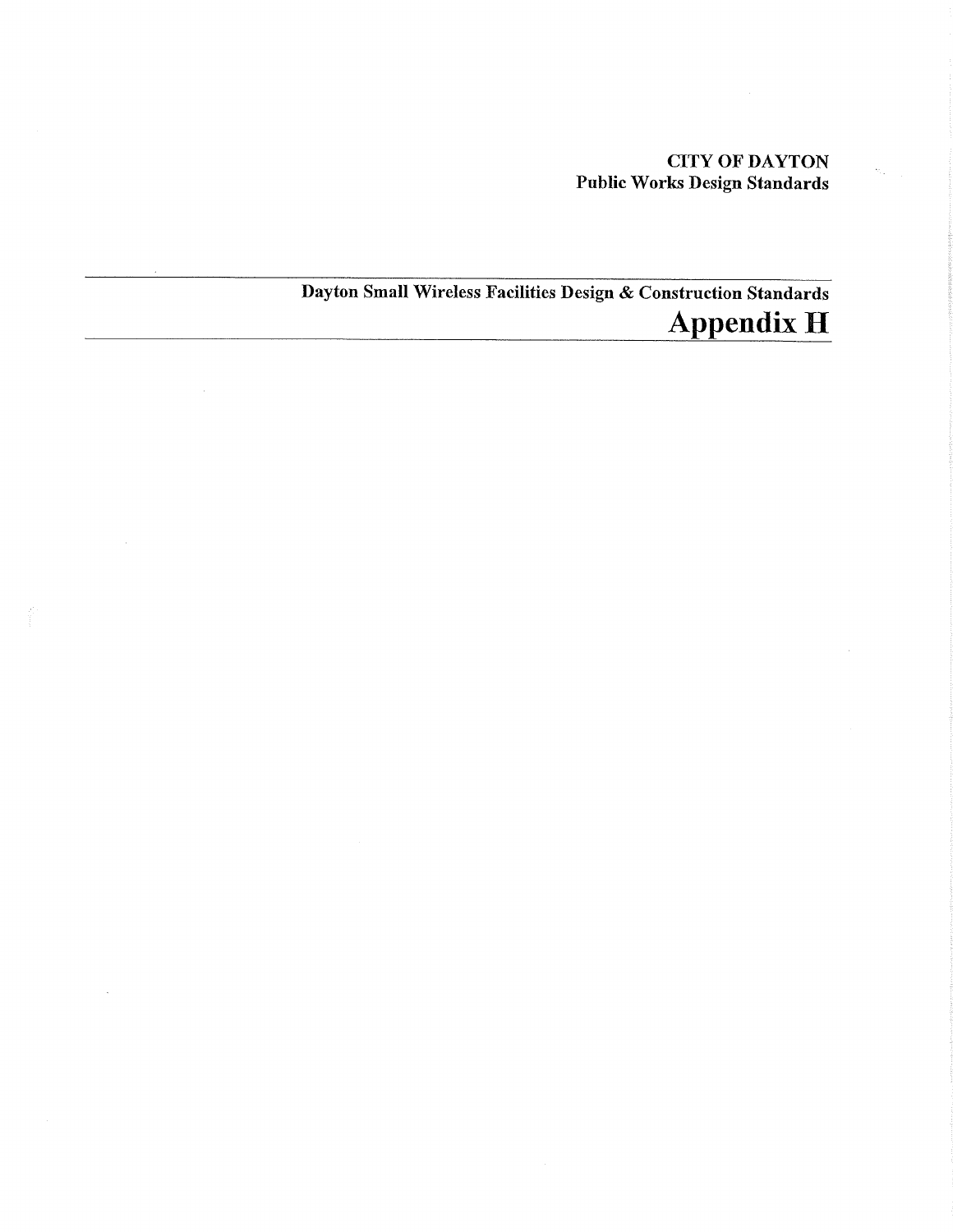**CITY OF DAYTON**
**Public Works Design Standards**

---

## Dayton Small Wireless Facilities Design & Construction Standards

# Appendix H

---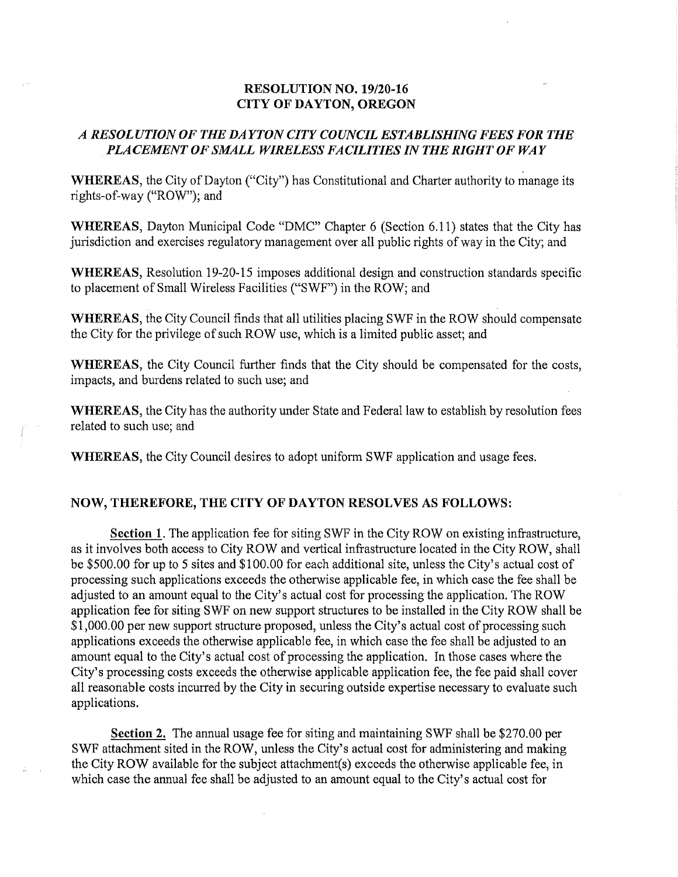# RESOLUTION NO. 19/20-16
# CITY OF DAYTON, OREGON

## *A RESOLUTION OF THE DAYTON CITY COUNCIL ESTABLISHING FEES FOR THE PLACEMENT OF SMALL WIRELESS FACILITIES IN THE RIGHT OF WAY*

**WHEREAS,** the City of Dayton ("City") has Constitutional and Charter authority to manage its rights-of-way ("ROW"); and

**WHEREAS,** Dayton Municipal Code "DMC" Chapter 6 (Section 6.11) states that the City has jurisdiction and exercises regulatory management over all public rights of way in the City; and

**WHEREAS,** Resolution 19-20-15 imposes additional design and construction standards specific to placement of Small Wireless Facilities ("SWF") in the ROW; and

**WHEREAS,** the City Council finds that all utilities placing SWF in the ROW should compensate the City for the privilege of such ROW use, which is a limited public asset; and

**WHEREAS,** the City Council further finds that the City should be compensated for the costs, impacts, and burdens related to such use; and

**WHEREAS,** the City has the authority under State and Federal law to establish by resolution fees related to such use; and

**WHEREAS,** the City Council desires to adopt uniform SWF application and usage fees.

**NOW, THEREFORE, THE CITY OF DAYTON RESOLVES AS FOLLOWS:**

**Section 1.** The application fee for siting SWF in the City ROW on existing infrastructure, as it involves both access to City ROW and vertical infrastructure located in the City ROW, shall be $500.00 for up to 5 sites and $100.00 for each additional site, unless the City's actual cost of processing such applications exceeds the otherwise applicable fee, in which case the fee shall be adjusted to an amount equal to the City's actual cost for processing the application. The ROW application fee for siting SWF on new support structures to be installed in the City ROW shall be $1,000.00 per new support structure proposed, unless the City's actual cost of processing such applications exceeds the otherwise applicable fee, in which case the fee shall be adjusted to an amount equal to the City's actual cost of processing the application. In those cases where the City's processing costs exceeds the otherwise applicable application fee, the fee paid shall cover all reasonable costs incurred by the City in securing outside expertise necessary to evaluate such applications.

**Section 2.** The annual usage fee for siting and maintaining SWF shall be $270.00 per SWF attachment sited in the ROW, unless the City's actual cost for administering and making the City ROW available for the subject attachment(s) exceeds the otherwise applicable fee, in which case the annual fee shall be adjusted to an amount equal to the City's actual cost for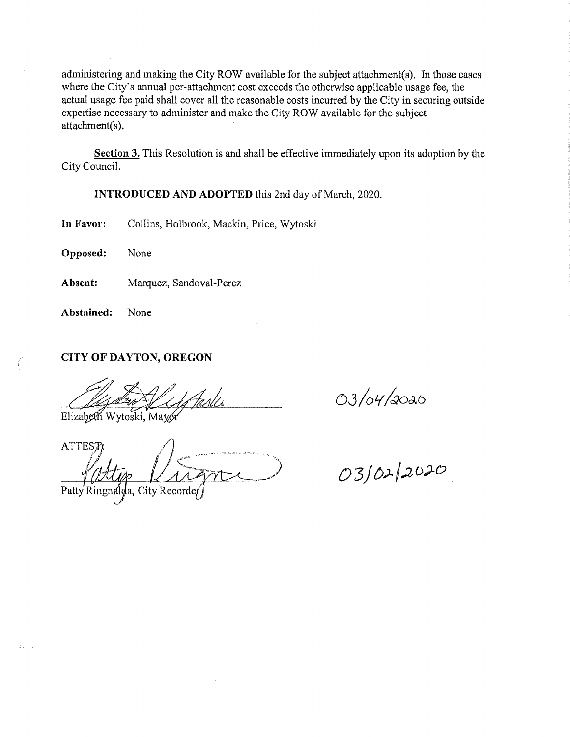administering and making the City ROW available for the subject attachment(s). In those cases where the City's annual per-attachment cost exceeds the otherwise applicable usage fee, the actual usage fee paid shall cover all the reasonable costs incurred by the City in securing outside expertise necessary to administer and make the City ROW available for the subject attachment(s).

**Section 3.** This Resolution is and shall be effective immediately upon its adoption by the City Council.

**INTRODUCED AND ADOPTED** this 2nd day of March, 2020.

**In Favor:** Collins, Holbrook, Mackin, Price, Wytoski

**Opposed:** None

**Absent:** Marquez, Sandoval-Perez

**Abstained:** None

**CITY OF DAYTON, OREGON**

Elizabeth Wytoski, Mayor — 03/04/2020

ATTEST:

Patty Ringnalda, City Recorder — 03/02/2020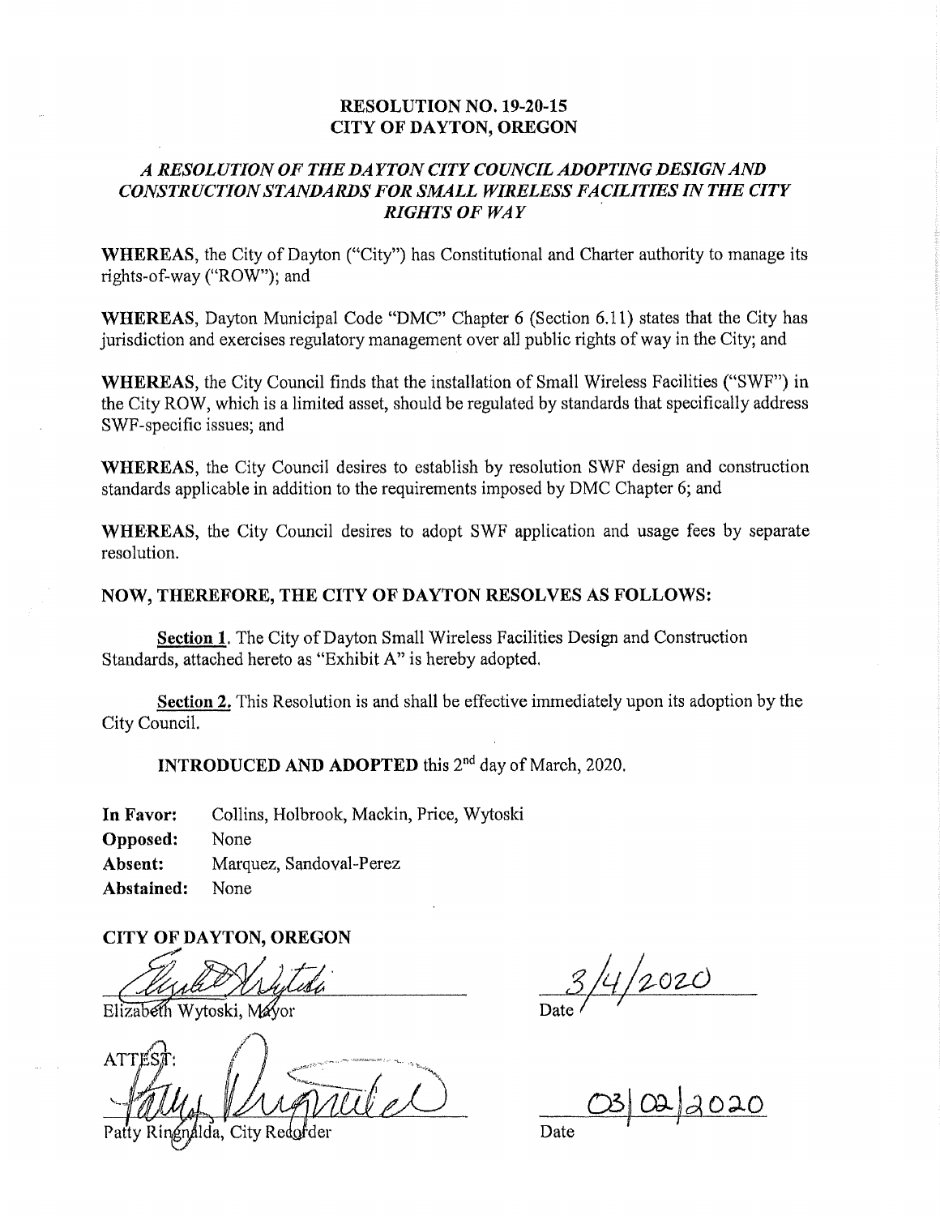**RESOLUTION NO. 19-20-15**
**CITY OF DAYTON, OREGON**

***A RESOLUTION OF THE DAYTON CITY COUNCIL ADOPTING DESIGN AND CONSTRUCTION STANDARDS FOR SMALL WIRELESS FACILITIES IN THE CITY RIGHTS OF WAY***

**WHEREAS**, the City of Dayton ("City") has Constitutional and Charter authority to manage its rights-of-way ("ROW"); and

**WHEREAS**, Dayton Municipal Code "DMC" Chapter 6 (Section 6.11) states that the City has jurisdiction and exercises regulatory management over all public rights of way in the City; and

**WHEREAS**, the City Council finds that the installation of Small Wireless Facilities ("SWF") in the City ROW, which is a limited asset, should be regulated by standards that specifically address SWF-specific issues; and

**WHEREAS**, the City Council desires to establish by resolution SWF design and construction standards applicable in addition to the requirements imposed by DMC Chapter 6; and

**WHEREAS**, the City Council desires to adopt SWF application and usage fees by separate resolution.

**NOW, THEREFORE, THE CITY OF DAYTON RESOLVES AS FOLLOWS:**

**Section 1.** The City of Dayton Small Wireless Facilities Design and Construction Standards, attached hereto as "Exhibit A" is hereby adopted.

**Section 2.** This Resolution is and shall be effective immediately upon its adoption by the City Council.

**INTRODUCED AND ADOPTED** this 2nd day of March, 2020.

**In Favor:** Collins, Holbrook, Mackin, Price, Wytoski
**Opposed:** None
**Absent:** Marquez, Sandoval-Perez
**Abstained:** None

**CITY OF DAYTON, OREGON**

Elizabeth Wytoski, Mayor — Date: 3/4/2020

ATTEST:

Patty Ringnalda, City Recorder — Date: 03/02/2020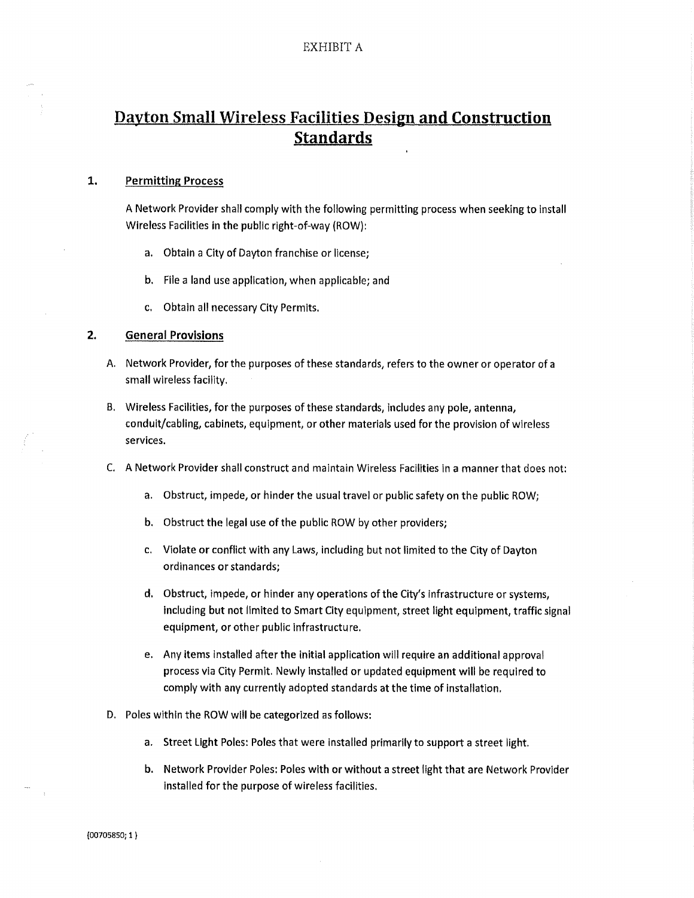EXHIBIT A

# Dayton Small Wireless Facilities Design and Construction Standards

## 1. Permitting Process

A Network Provider shall comply with the following permitting process when seeking to install Wireless Facilities in the public right-of-way (ROW):

a. Obtain a City of Dayton franchise or license;

b. File a land use application, when applicable; and

c. Obtain all necessary City Permits.

## 2. General Provisions

A. Network Provider, for the purposes of these standards, refers to the owner or operator of a small wireless facility.

B. Wireless Facilities, for the purposes of these standards, includes any pole, antenna, conduit/cabling, cabinets, equipment, or other materials used for the provision of wireless services.

C. A Network Provider shall construct and maintain Wireless Facilities in a manner that does not:

a. Obstruct, impede, or hinder the usual travel or public safety on the public ROW;

b. Obstruct the legal use of the public ROW by other providers;

c. Violate or conflict with any Laws, including but not limited to the City of Dayton ordinances or standards;

d. Obstruct, impede, or hinder any operations of the City's infrastructure or systems, including but not limited to Smart City equipment, street light equipment, traffic signal equipment, or other public infrastructure.

e. Any items installed after the initial application will require an additional approval process via City Permit. Newly installed or updated equipment will be required to comply with any currently adopted standards at the time of installation.

D. Poles within the ROW will be categorized as follows:

a. Street Light Poles: Poles that were installed primarily to support a street light.

b. Network Provider Poles: Poles with or without a street light that are Network Provider installed for the purpose of wireless facilities.

{00705850; 1 }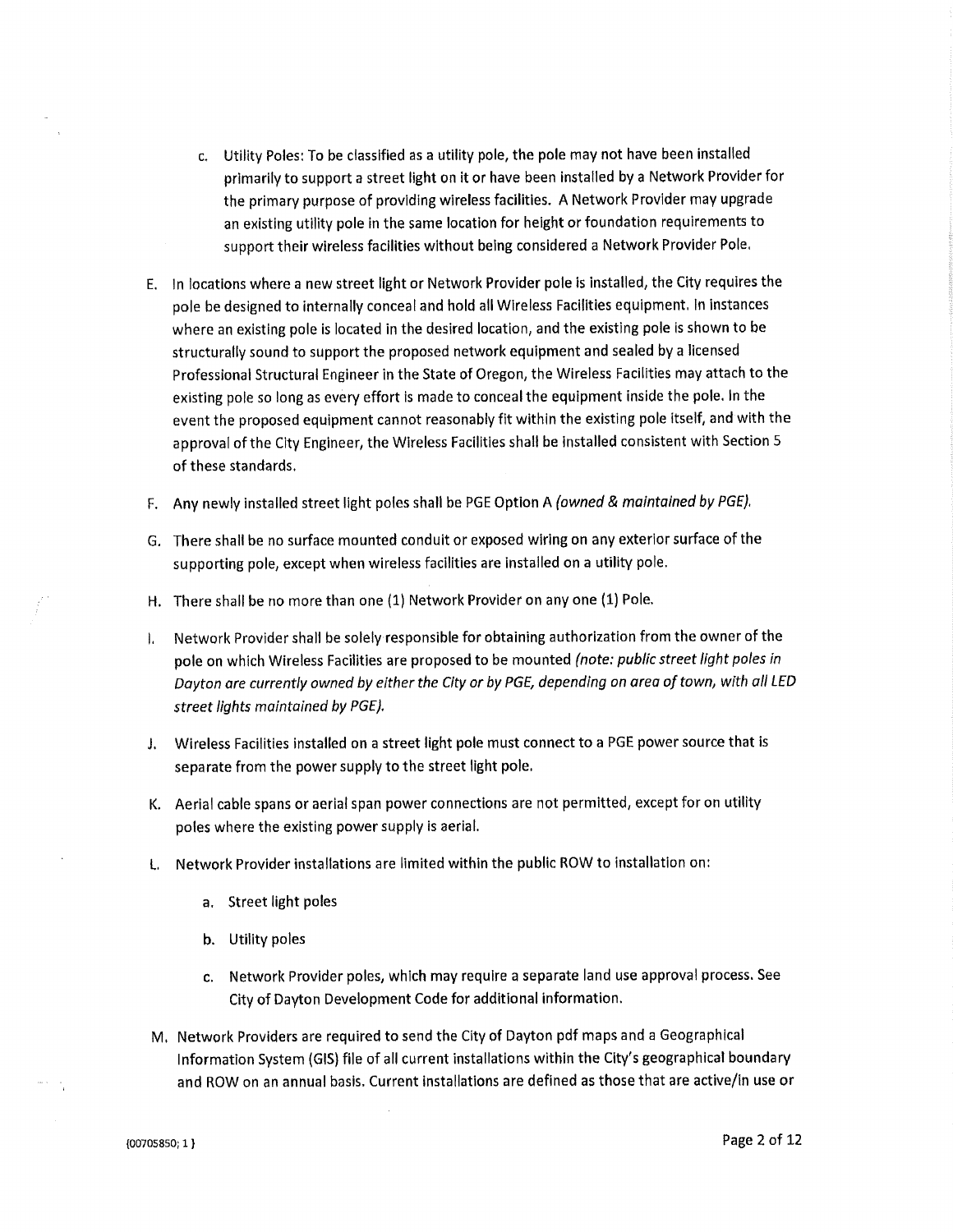c. Utility Poles: To be classified as a utility pole, the pole may not have been installed primarily to support a street light on it or have been installed by a Network Provider for the primary purpose of providing wireless facilities. A Network Provider may upgrade an existing utility pole in the same location for height or foundation requirements to support their wireless facilities without being considered a Network Provider Pole.

E. In locations where a new street light or Network Provider pole is installed, the City requires the pole be designed to internally conceal and hold all Wireless Facilities equipment. In instances where an existing pole is located in the desired location, and the existing pole is shown to be structurally sound to support the proposed network equipment and sealed by a licensed Professional Structural Engineer in the State of Oregon, the Wireless Facilities may attach to the existing pole so long as every effort is made to conceal the equipment inside the pole. In the event the proposed equipment cannot reasonably fit within the existing pole itself, and with the approval of the City Engineer, the Wireless Facilities shall be installed consistent with Section 5 of these standards.

F. Any newly installed street light poles shall be PGE Option A *(owned & maintained by PGE).*

G. There shall be no surface mounted conduit or exposed wiring on any exterior surface of the supporting pole, except when wireless facilities are installed on a utility pole.

H. There shall be no more than one (1) Network Provider on any one (1) Pole.

I. Network Provider shall be solely responsible for obtaining authorization from the owner of the pole on which Wireless Facilities are proposed to be mounted *(note: public street light poles in Dayton are currently owned by either the City or by PGE, depending on area of town, with all LED street lights maintained by PGE).*

J. Wireless Facilities installed on a street light pole must connect to a PGE power source that is separate from the power supply to the street light pole.

K. Aerial cable spans or aerial span power connections are not permitted, except for on utility poles where the existing power supply is aerial.

L. Network Provider installations are limited within the public ROW to installation on:

   a. Street light poles

   b. Utility poles

   c. Network Provider poles, which may require a separate land use approval process. See City of Dayton Development Code for additional information.

M. Network Providers are required to send the City of Dayton pdf maps and a Geographical Information System (GIS) file of all current installations within the City's geographical boundary and ROW on an annual basis. Current installations are defined as those that are active/in use or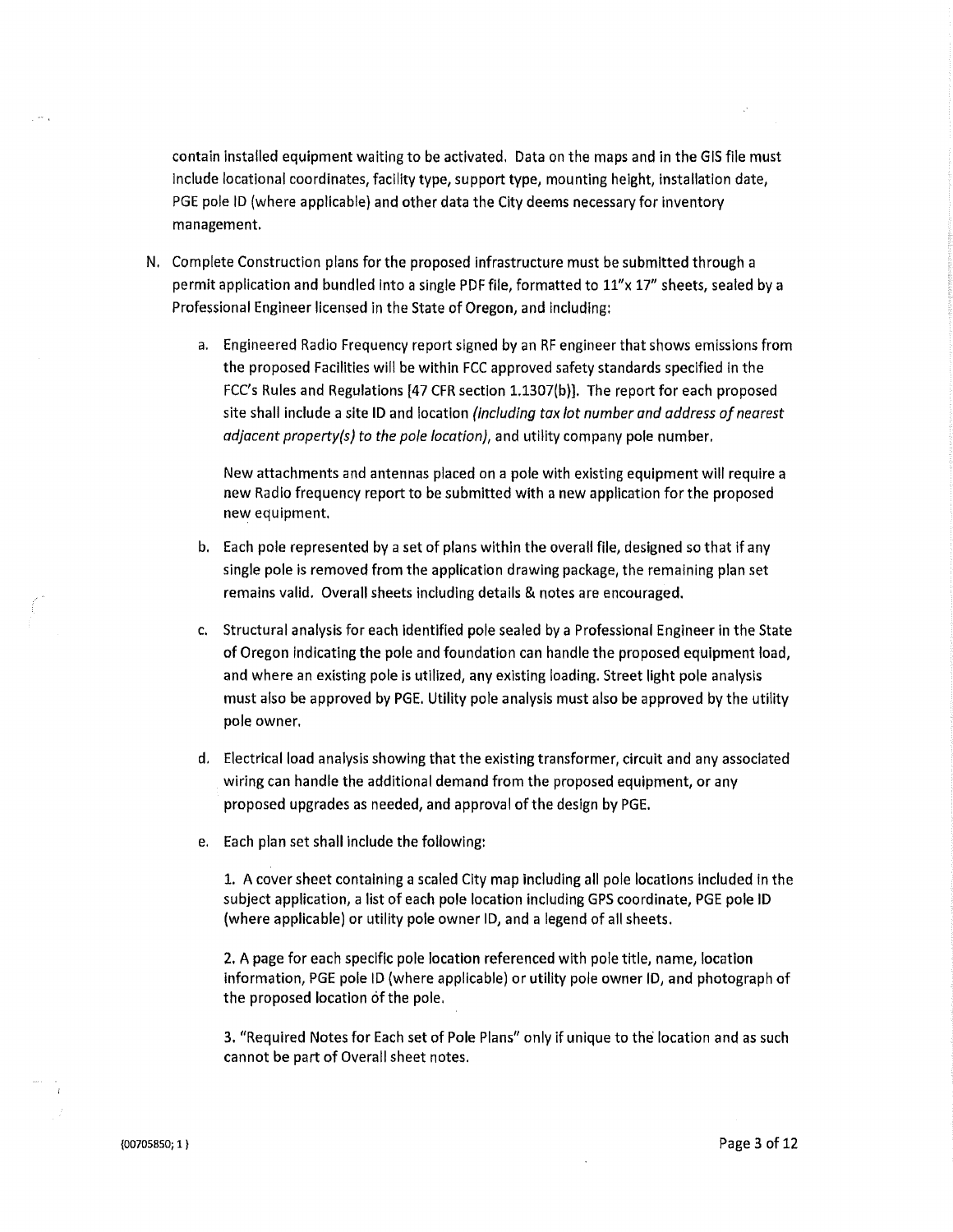contain installed equipment waiting to be activated. Data on the maps and in the GIS file must include locational coordinates, facility type, support type, mounting height, installation date, PGE pole ID (where applicable) and other data the City deems necessary for inventory management.

N. Complete Construction plans for the proposed infrastructure must be submitted through a permit application and bundled into a single PDF file, formatted to 11"x 17" sheets, sealed by a Professional Engineer licensed in the State of Oregon, and including:

   a. Engineered Radio Frequency report signed by an RF engineer that shows emissions from the proposed Facilities will be within FCC approved safety standards specified in the FCC's Rules and Regulations [47 CFR section 1.1307(b)]. The report for each proposed site shall include a site ID and location *(including tax lot number and address of nearest adjacent property(s) to the pole location)*, and utility company pole number.

      New attachments and antennas placed on a pole with existing equipment will require a new Radio frequency report to be submitted with a new application for the proposed new equipment.

   b. Each pole represented by a set of plans within the overall file, designed so that if any single pole is removed from the application drawing package, the remaining plan set remains valid. Overall sheets including details & notes are encouraged.

   c. Structural analysis for each identified pole sealed by a Professional Engineer in the State of Oregon indicating the pole and foundation can handle the proposed equipment load, and where an existing pole is utilized, any existing loading. Street light pole analysis must also be approved by PGE. Utility pole analysis must also be approved by the utility pole owner.

   d. Electrical load analysis showing that the existing transformer, circuit and any associated wiring can handle the additional demand from the proposed equipment, or any proposed upgrades as needed, and approval of the design by PGE.

   e. Each plan set shall include the following:

      1. A cover sheet containing a scaled City map including all pole locations included in the subject application, a list of each pole location including GPS coordinate, PGE pole ID (where applicable) or utility pole owner ID, and a legend of all sheets.

      2. A page for each specific pole location referenced with pole title, name, location information, PGE pole ID (where applicable) or utility pole owner ID, and photograph of the proposed location of the pole.

      3. "Required Notes for Each set of Pole Plans" only if unique to the location and as such cannot be part of Overall sheet notes.

{00705850; 1 }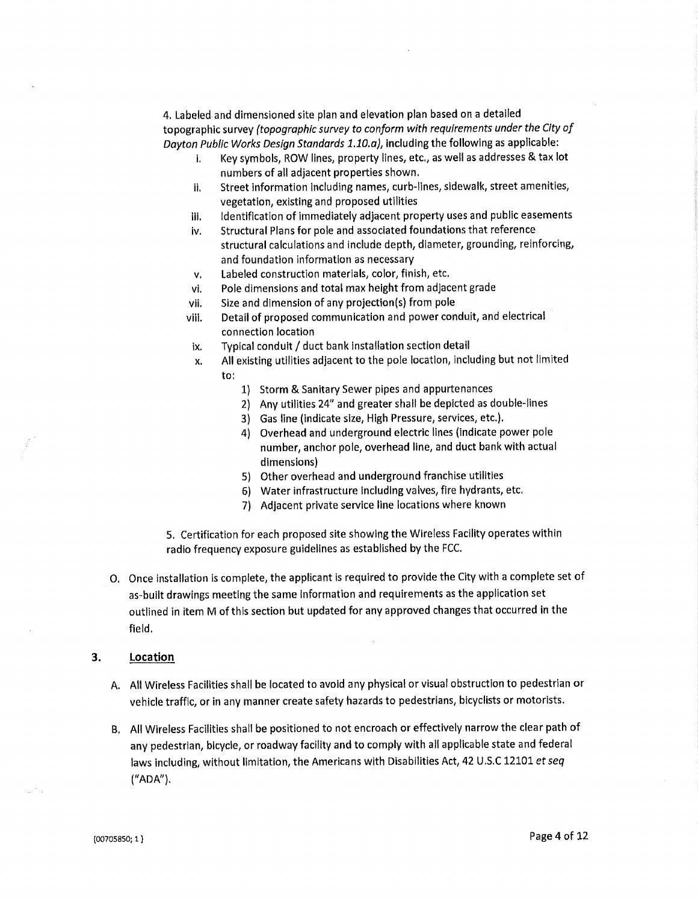4. Labeled and dimensioned site plan and elevation plan based on a detailed topographic survey *(topographic survey to conform with requirements under the City of Dayton Public Works Design Standards 1.10.a)*, including the following as applicable:

   i. Key symbols, ROW lines, property lines, etc., as well as addresses & tax lot numbers of all adjacent properties shown.
   ii. Street information including names, curb-lines, sidewalk, street amenities, vegetation, existing and proposed utilities
   iii. Identification of immediately adjacent property uses and public easements
   iv. Structural Plans for pole and associated foundations that reference structural calculations and include depth, diameter, grounding, reinforcing, and foundation information as necessary
   v. Labeled construction materials, color, finish, etc.
   vi. Pole dimensions and total max height from adjacent grade
   vii. Size and dimension of any projection(s) from pole
   viii. Detail of proposed communication and power conduit, and electrical connection location
   ix. Typical conduit / duct bank installation section detail
   x. All existing utilities adjacent to the pole location, including but not limited to:
      1) Storm & Sanitary Sewer pipes and appurtenances
      2) Any utilities 24" and greater shall be depicted as double-lines
      3) Gas line (indicate size, High Pressure, services, etc.).
      4) Overhead and underground electric lines (indicate power pole number, anchor pole, overhead line, and duct bank with actual dimensions)
      5) Other overhead and underground franchise utilities
      6) Water infrastructure including valves, fire hydrants, etc.
      7) Adjacent private service line locations where known

5. Certification for each proposed site showing the Wireless Facility operates within radio frequency exposure guidelines as established by the FCC.

O. Once installation is complete, the applicant is required to provide the City with a complete set of as-built drawings meeting the same information and requirements as the application set outlined in item M of this section but updated for any approved changes that occurred in the field.

## 3. Location

A. All Wireless Facilities shall be located to avoid any physical or visual obstruction to pedestrian or vehicle traffic, or in any manner create safety hazards to pedestrians, bicyclists or motorists.

B. All Wireless Facilities shall be positioned to not encroach or effectively narrow the clear path of any pedestrian, bicycle, or roadway facility and to comply with all applicable state and federal laws including, without limitation, the Americans with Disabilities Act, 42 U.S.C 12101 *et seq* ("ADA").

{00705850; 1 }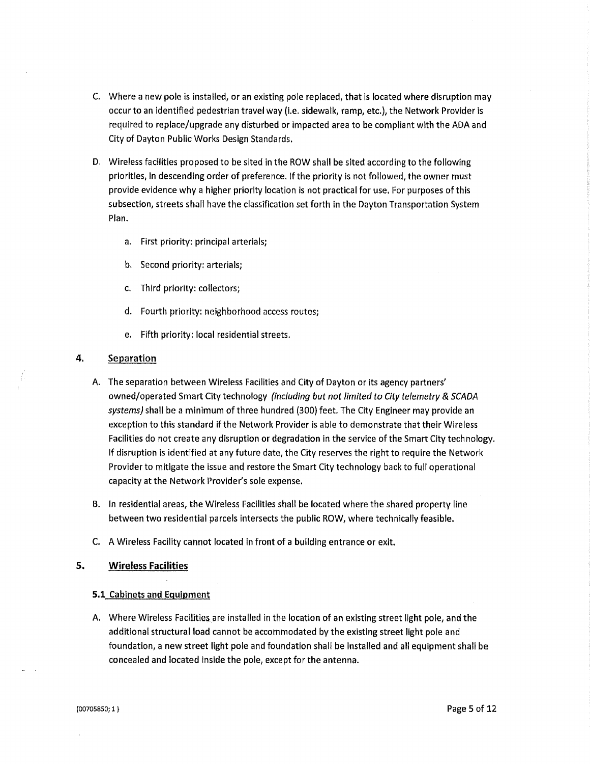C. Where a new pole is installed, or an existing pole replaced, that is located where disruption may occur to an identified pedestrian travel way (i.e. sidewalk, ramp, etc.), the Network Provider is required to replace/upgrade any disturbed or impacted area to be compliant with the ADA and City of Dayton Public Works Design Standards.

D. Wireless facilities proposed to be sited in the ROW shall be sited according to the following priorities, in descending order of preference. If the priority is not followed, the owner must provide evidence why a higher priority location is not practical for use. For purposes of this subsection, streets shall have the classification set forth in the Dayton Transportation System Plan.

   a. First priority: principal arterials;

   b. Second priority: arterials;

   c. Third priority: collectors;

   d. Fourth priority: neighborhood access routes;

   e. Fifth priority: local residential streets.

## 4. Separation

A. The separation between Wireless Facilities and City of Dayton or its agency partners' owned/operated Smart City technology *(including but not limited to City telemetry & SCADA systems)* shall be a minimum of three hundred (300) feet. The City Engineer may provide an exception to this standard if the Network Provider is able to demonstrate that their Wireless Facilities do not create any disruption or degradation in the service of the Smart City technology. If disruption is identified at any future date, the City reserves the right to require the Network Provider to mitigate the issue and restore the Smart City technology back to full operational capacity at the Network Provider's sole expense.

B. In residential areas, the Wireless Facilities shall be located where the shared property line between two residential parcels intersects the public ROW, where technically feasible.

C. A Wireless Facility cannot located in front of a building entrance or exit.

## 5. Wireless Facilities

### 5.1 Cabinets and Equipment

A. Where Wireless Facilities are installed in the location of an existing street light pole, and the additional structural load cannot be accommodated by the existing street light pole and foundation, a new street light pole and foundation shall be installed and all equipment shall be concealed and located inside the pole, except for the antenna.

{00705850; 1 }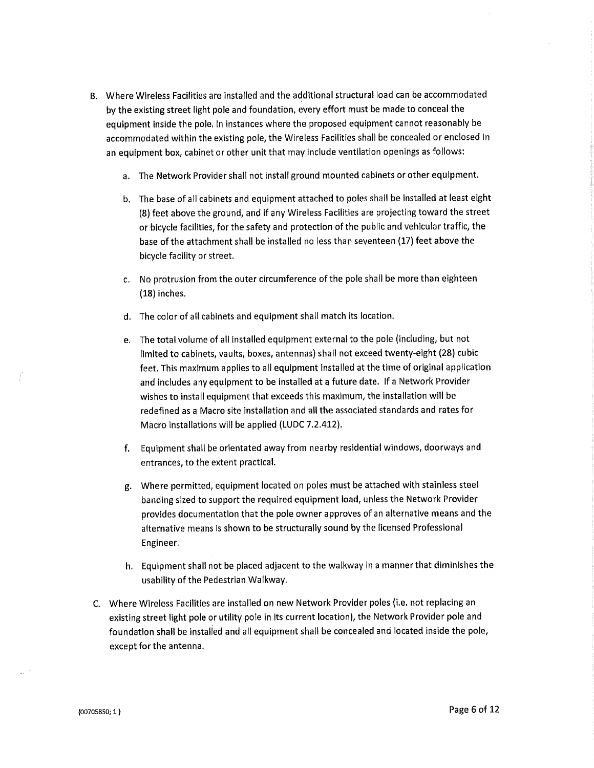B. Where Wireless Facilities are installed and the additional structural load can be accommodated by the existing street light pole and foundation, every effort must be made to conceal the equipment inside the pole. In instances where the proposed equipment cannot reasonably be accommodated within the existing pole, the Wireless Facilities shall be concealed or enclosed in an equipment box, cabinet or other unit that may include ventilation openings as follows:

   a. The Network Provider shall not install ground mounted cabinets or other equipment.

   b. The base of all cabinets and equipment attached to poles shall be installed at least eight (8) feet above the ground, and if any Wireless Facilities are projecting toward the street or bicycle facilities, for the safety and protection of the public and vehicular traffic, the base of the attachment shall be installed no less than seventeen (17) feet above the bicycle facility or street.

   c. No protrusion from the outer circumference of the pole shall be more than eighteen (18) inches.

   d. The color of all cabinets and equipment shall match its location.

   e. The total volume of all installed equipment external to the pole (including, but not limited to cabinets, vaults, boxes, antennas) shall not exceed twenty-eight (28) cubic feet. This maximum applies to all equipment installed at the time of original application and includes any equipment to be installed at a future date. If a Network Provider wishes to install equipment that exceeds this maximum, the installation will be redefined as a Macro site installation and all the associated standards and rates for Macro installations will be applied (LUDC 7.2.412).

   f. Equipment shall be orientated away from nearby residential windows, doorways and entrances, to the extent practical.

   g. Where permitted, equipment located on poles must be attached with stainless steel banding sized to support the required equipment load, unless the Network Provider provides documentation that the pole owner approves of an alternative means and the alternative means is shown to be structurally sound by the licensed Professional Engineer.

   h. Equipment shall not be placed adjacent to the walkway in a manner that diminishes the usability of the Pedestrian Walkway.

C. Where Wireless Facilities are installed on new Network Provider poles (i.e. not replacing an existing street light pole or utility pole in its current location), the Network Provider pole and foundation shall be installed and all equipment shall be concealed and located inside the pole, except for the antenna.

{00705850; 1 }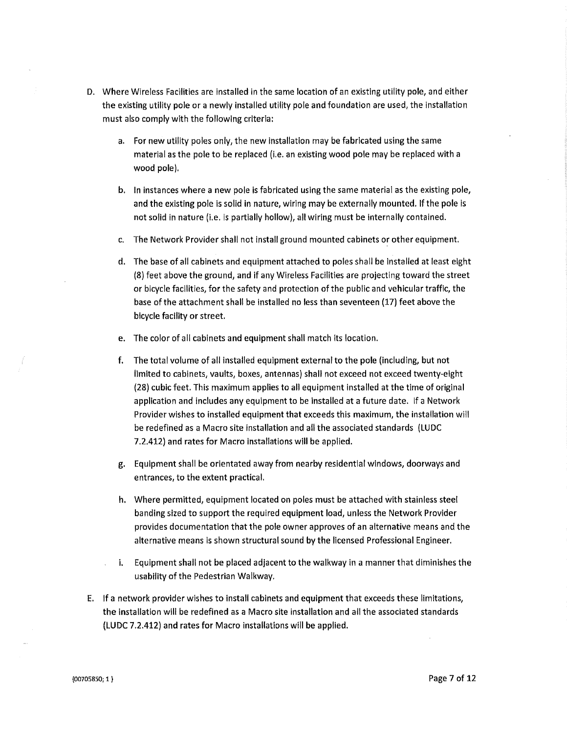D. Where Wireless Facilities are installed in the same location of an existing utility pole, and either the existing utility pole or a newly installed utility pole and foundation are used, the installation must also comply with the following criteria:

   a. For new utility poles only, the new installation may be fabricated using the same material as the pole to be replaced (i.e. an existing wood pole may be replaced with a wood pole).

   b. In instances where a new pole is fabricated using the same material as the existing pole, and the existing pole is solid in nature, wiring may be externally mounted. If the pole is not solid in nature (i.e. is partially hollow), all wiring must be internally contained.

   c. The Network Provider shall not install ground mounted cabinets or other equipment.

   d. The base of all cabinets and equipment attached to poles shall be installed at least eight (8) feet above the ground, and if any Wireless Facilities are projecting toward the street or bicycle facilities, for the safety and protection of the public and vehicular traffic, the base of the attachment shall be installed no less than seventeen (17) feet above the bicycle facility or street.

   e. The color of all cabinets and equipment shall match its location.

   f. The total volume of all installed equipment external to the pole (including, but not limited to cabinets, vaults, boxes, antennas) shall not exceed not exceed twenty-eight (28) cubic feet. This maximum applies to all equipment installed at the time of original application and includes any equipment to be installed at a future date. If a Network Provider wishes to installed equipment that exceeds this maximum, the installation will be redefined as a Macro site installation and all the associated standards (LUDC 7.2.412) and rates for Macro installations will be applied.

   g. Equipment shall be orientated away from nearby residential windows, doorways and entrances, to the extent practical.

   h. Where permitted, equipment located on poles must be attached with stainless steel banding sized to support the required equipment load, unless the Network Provider provides documentation that the pole owner approves of an alternative means and the alternative means is shown structural sound by the licensed Professional Engineer.

   i. Equipment shall not be placed adjacent to the walkway in a manner that diminishes the usability of the Pedestrian Walkway.

E. If a network provider wishes to install cabinets and equipment that exceeds these limitations, the installation will be redefined as a Macro site installation and all the associated standards (LUDC 7.2.412) and rates for Macro installations will be applied.

{00705850; 1 }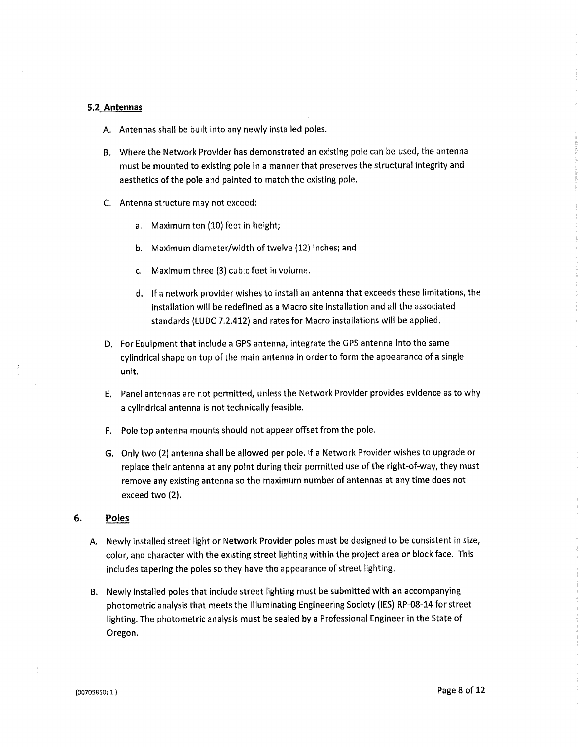### 5.2 Antennas

A. Antennas shall be built into any newly installed poles.

B. Where the Network Provider has demonstrated an existing pole can be used, the antenna must be mounted to existing pole in a manner that preserves the structural integrity and aesthetics of the pole and painted to match the existing pole.

C. Antenna structure may not exceed:

   a. Maximum ten (10) feet in height;

   b. Maximum diameter/width of twelve (12) inches; and

   c. Maximum three (3) cubic feet in volume.

   d. If a network provider wishes to install an antenna that exceeds these limitations, the installation will be redefined as a Macro site installation and all the associated standards (LUDC 7.2.412) and rates for Macro installations will be applied.

D. For Equipment that include a GPS antenna, integrate the GPS antenna into the same cylindrical shape on top of the main antenna in order to form the appearance of a single unit.

E. Panel antennas are not permitted, unless the Network Provider provides evidence as to why a cylindrical antenna is not technically feasible.

F. Pole top antenna mounts should not appear offset from the pole.

G. Only two (2) antenna shall be allowed per pole. If a Network Provider wishes to upgrade or replace their antenna at any point during their permitted use of the right-of-way, they must remove any existing antenna so the maximum number of antennas at any time does not exceed two (2).

## 6. Poles

A. Newly installed street light or Network Provider poles must be designed to be consistent in size, color, and character with the existing street lighting within the project area or block face. This includes tapering the poles so they have the appearance of street lighting.

B. Newly installed poles that include street lighting must be submitted with an accompanying photometric analysis that meets the Illuminating Engineering Society (IES) RP-08-14 for street lighting. The photometric analysis must be sealed by a Professional Engineer in the State of Oregon.

{00705850; 1 }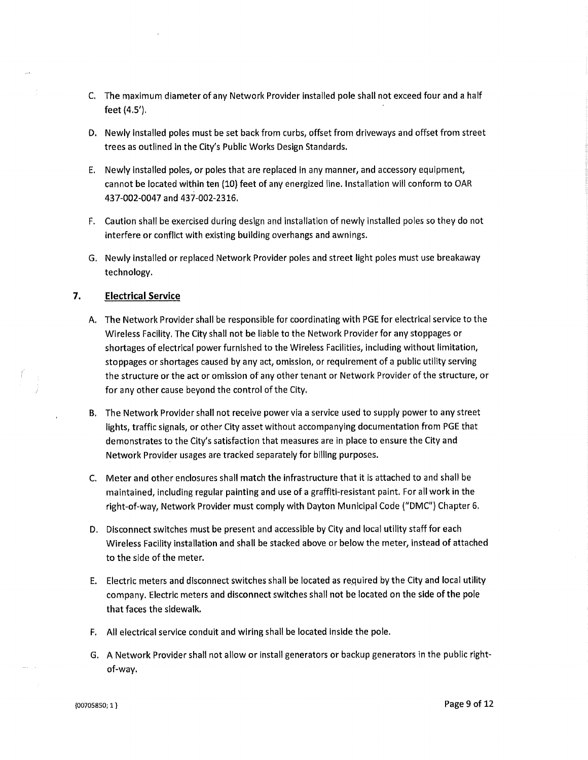C. The maximum diameter of any Network Provider installed pole shall not exceed four and a half feet (4.5').

D. Newly installed poles must be set back from curbs, offset from driveways and offset from street trees as outlined in the City's Public Works Design Standards.

E. Newly installed poles, or poles that are replaced in any manner, and accessory equipment, cannot be located within ten (10) feet of any energized line. Installation will conform to OAR 437-002-0047 and 437-002-2316.

F. Caution shall be exercised during design and installation of newly installed poles so they do not interfere or conflict with existing building overhangs and awnings.

G. Newly installed or replaced Network Provider poles and street light poles must use breakaway technology.

## 7. Electrical Service

A. The Network Provider shall be responsible for coordinating with PGE for electrical service to the Wireless Facility. The City shall not be liable to the Network Provider for any stoppages or shortages of electrical power furnished to the Wireless Facilities, including without limitation, stoppages or shortages caused by any act, omission, or requirement of a public utility serving the structure or the act or omission of any other tenant or Network Provider of the structure, or for any other cause beyond the control of the City.

B. The Network Provider shall not receive power via a service used to supply power to any street lights, traffic signals, or other City asset without accompanying documentation from PGE that demonstrates to the City's satisfaction that measures are in place to ensure the City and Network Provider usages are tracked separately for billing purposes.

C. Meter and other enclosures shall match the infrastructure that it is attached to and shall be maintained, including regular painting and use of a graffiti-resistant paint. For all work in the right-of-way, Network Provider must comply with Dayton Municipal Code ("DMC") Chapter 6.

D. Disconnect switches must be present and accessible by City and local utility staff for each Wireless Facility installation and shall be stacked above or below the meter, instead of attached to the side of the meter.

E. Electric meters and disconnect switches shall be located as required by the City and local utility company. Electric meters and disconnect switches shall not be located on the side of the pole that faces the sidewalk.

F. All electrical service conduit and wiring shall be located inside the pole.

G. A Network Provider shall not allow or install generators or backup generators in the public right-of-way.

{00705850; 1 }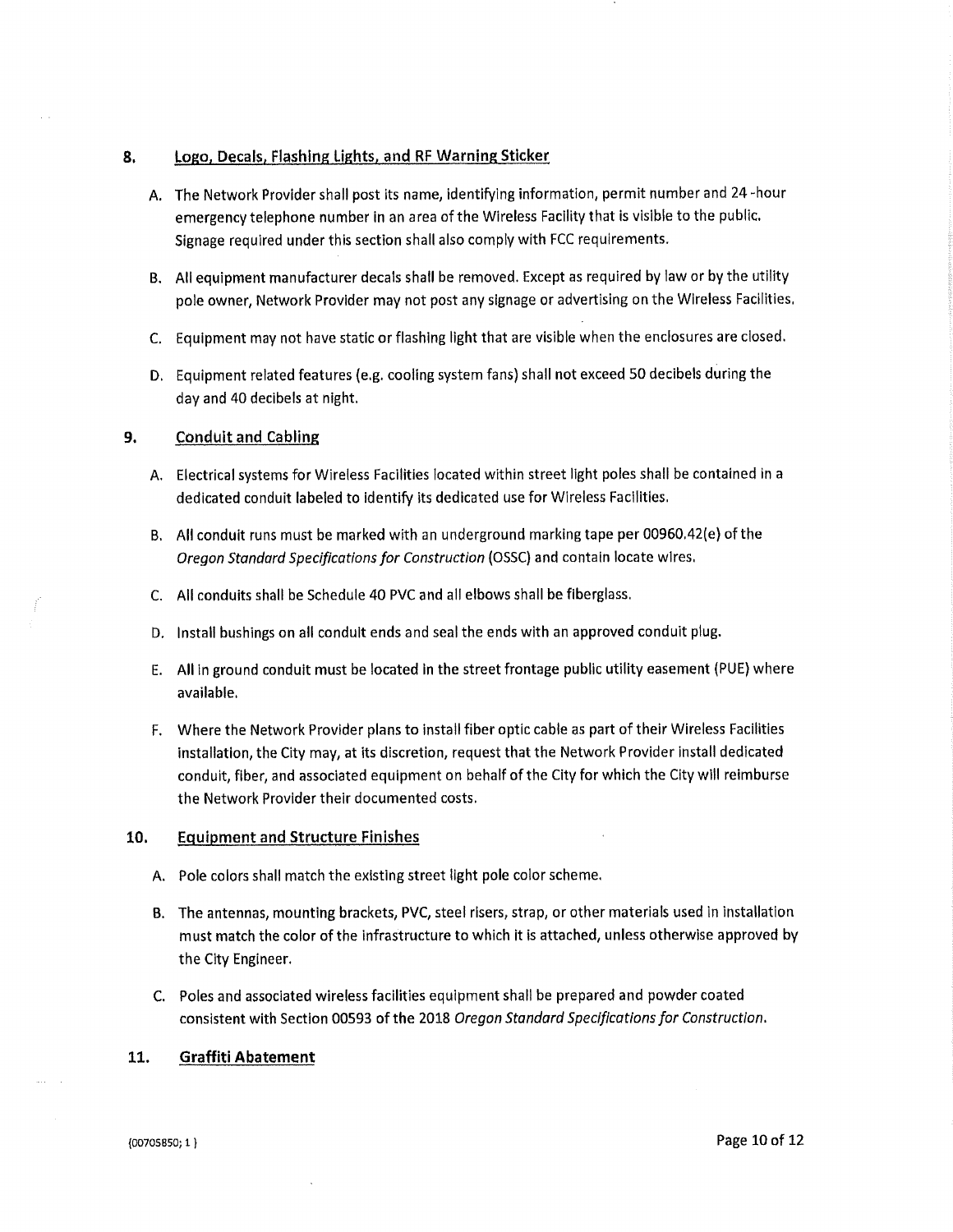## 8. Logo, Decals, Flashing Lights, and RF Warning Sticker

A. The Network Provider shall post its name, identifying information, permit number and 24 -hour emergency telephone number in an area of the Wireless Facility that is visible to the public. Signage required under this section shall also comply with FCC requirements.

B. All equipment manufacturer decals shall be removed. Except as required by law or by the utility pole owner, Network Provider may not post any signage or advertising on the Wireless Facilities.

C. Equipment may not have static or flashing light that are visible when the enclosures are closed.

D. Equipment related features (e.g. cooling system fans) shall not exceed 50 decibels during the day and 40 decibels at night.

## 9. Conduit and Cabling

A. Electrical systems for Wireless Facilities located within street light poles shall be contained in a dedicated conduit labeled to identify its dedicated use for Wireless Facilities.

B. All conduit runs must be marked with an underground marking tape per 00960.42(e) of the *Oregon Standard Specifications for Construction* (OSSC) and contain locate wires.

C. All conduits shall be Schedule 40 PVC and all elbows shall be fiberglass.

D. Install bushings on all conduit ends and seal the ends with an approved conduit plug.

E. All in ground conduit must be located in the street frontage public utility easement (PUE) where available.

F. Where the Network Provider plans to install fiber optic cable as part of their Wireless Facilities installation, the City may, at its discretion, request that the Network Provider install dedicated conduit, fiber, and associated equipment on behalf of the City for which the City will reimburse the Network Provider their documented costs.

## 10. Equipment and Structure Finishes

A. Pole colors shall match the existing street light pole color scheme.

B. The antennas, mounting brackets, PVC, steel risers, strap, or other materials used in installation must match the color of the infrastructure to which it is attached, unless otherwise approved by the City Engineer.

C. Poles and associated wireless facilities equipment shall be prepared and powder coated consistent with Section 00593 of the 2018 *Oregon Standard Specifications for Construction*.

## 11. Graffiti Abatement

{00705850; 1 }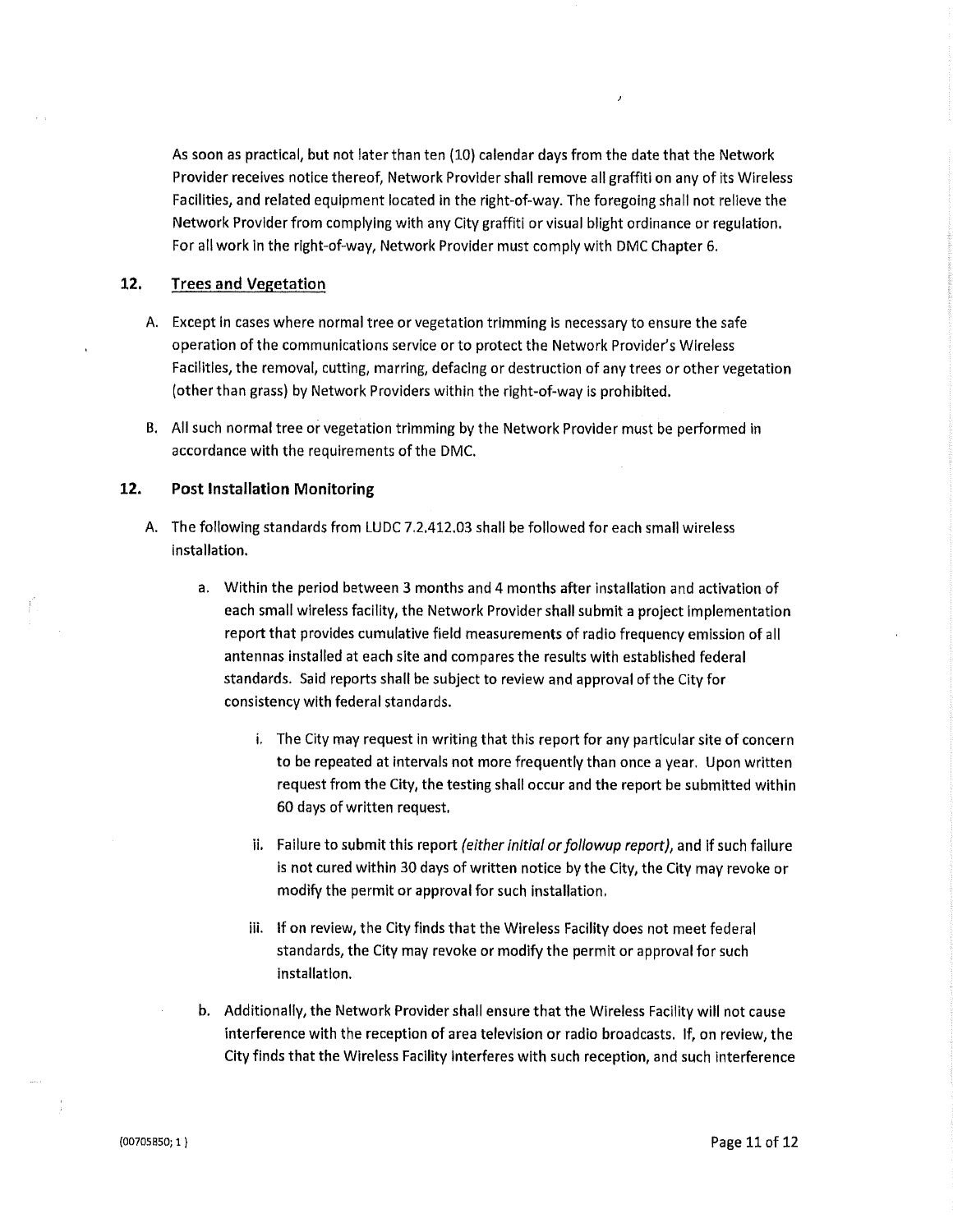As soon as practical, but not later than ten (10) calendar days from the date that the Network Provider receives notice thereof, Network Provider shall remove all graffiti on any of its Wireless Facilities, and related equipment located in the right-of-way. The foregoing shall not relieve the Network Provider from complying with any City graffiti or visual blight ordinance or regulation. For all work in the right-of-way, Network Provider must comply with DMC Chapter 6.

## 12. Trees and Vegetation

A. Except in cases where normal tree or vegetation trimming is necessary to ensure the safe operation of the communications service or to protect the Network Provider's Wireless Facilities, the removal, cutting, marring, defacing or destruction of any trees or other vegetation (other than grass) by Network Providers within the right-of-way is prohibited.

B. All such normal tree or vegetation trimming by the Network Provider must be performed in accordance with the requirements of the DMC.

## 12. Post Installation Monitoring

A. The following standards from LUDC 7.2.412.03 shall be followed for each small wireless installation.

   a. Within the period between 3 months and 4 months after installation and activation of each small wireless facility, the Network Provider shall submit a project implementation report that provides cumulative field measurements of radio frequency emission of all antennas installed at each site and compares the results with established federal standards. Said reports shall be subject to review and approval of the City for consistency with federal standards.

      i. The City may request in writing that this report for any particular site of concern to be repeated at intervals not more frequently than once a year. Upon written request from the City, the testing shall occur and the report be submitted within 60 days of written request.

      ii. Failure to submit this report *(either initial or followup report)*, and if such failure is not cured within 30 days of written notice by the City, the City may revoke or modify the permit or approval for such installation.

      iii. If on review, the City finds that the Wireless Facility does not meet federal standards, the City may revoke or modify the permit or approval for such installation.

   b. Additionally, the Network Provider shall ensure that the Wireless Facility will not cause interference with the reception of area television or radio broadcasts. If, on review, the City finds that the Wireless Facility interferes with such reception, and such interference

{00705850; 1 }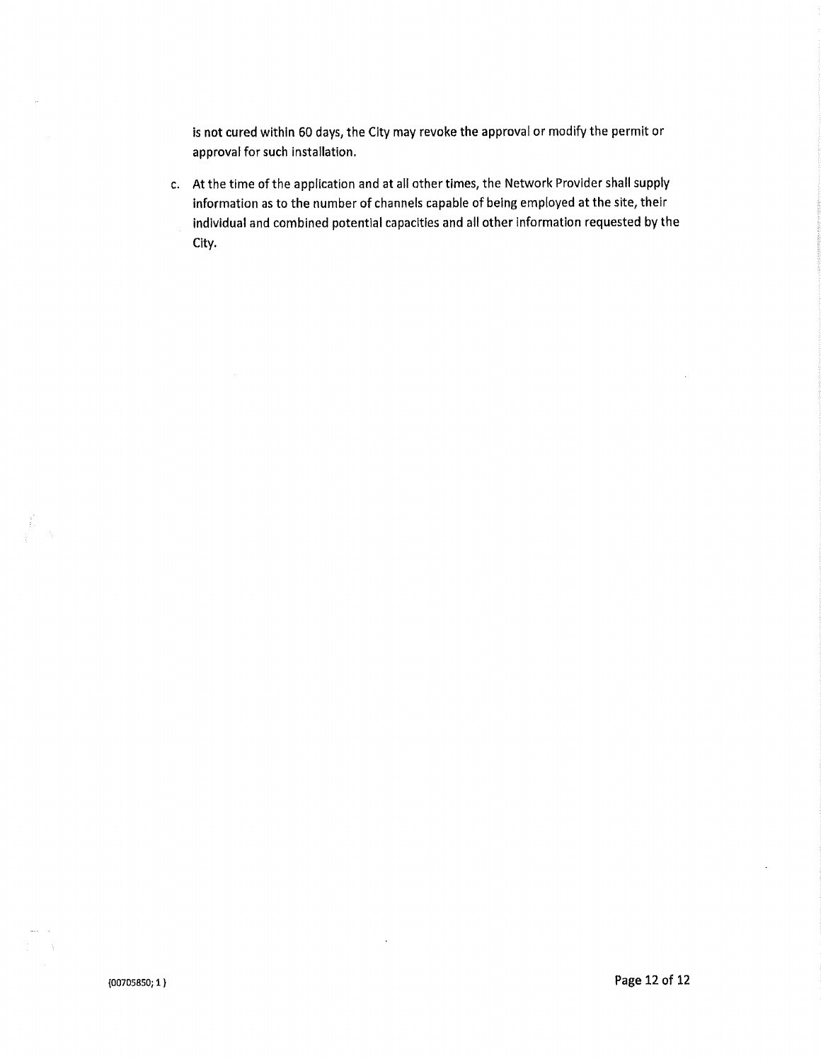is not cured within 60 days, the City may revoke the approval or modify the permit or approval for such installation.

c. At the time of the application and at all other times, the Network Provider shall supply information as to the number of channels capable of being employed at the site, their individual and combined potential capacities and all other information requested by the City.

{00705850; 1 }